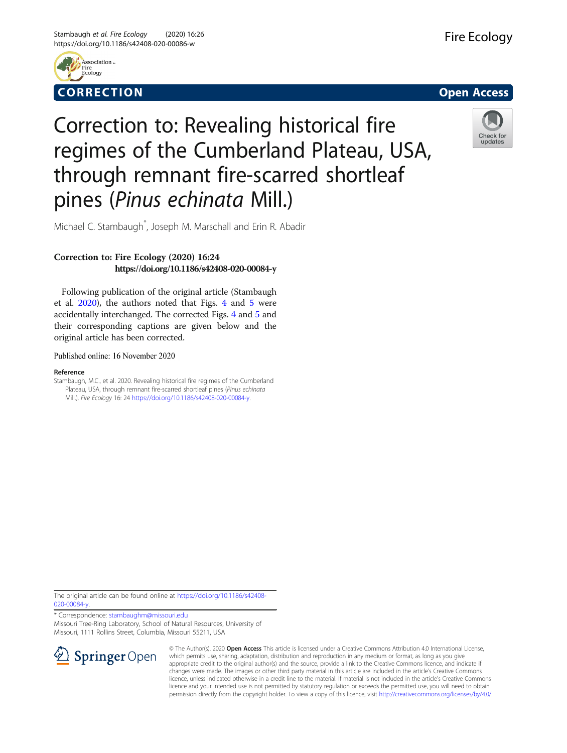CORRECTION

Open Access

# Correction to: Revealing historical fire regimes of the Cumberland Plateau, USA, through remnant fire-scarred shortleaf pines (*Pinus echinata* Mill.)

Michael C. Stambaugh[*], Joseph M. Marschall and Erin R. Abadir

**Correction to: Fire Ecology (2020) 16:24**
**https://doi.org/10.1186/s42408-020-00084-y**

Following publication of the original article (Stambaugh et al. 2020), the authors noted that Figs. 4 and 5 were accidentally interchanged. The corrected Figs. 4 and 5 and their corresponding captions are given below and the original article has been corrected.

Published online: 16 November 2020

**Reference**

Stambaugh, M.C., et al. 2020. Revealing historical fire regimes of the Cumberland Plateau, USA, through remnant fire-scarred shortleaf pines (*Pinus echinata* Mill.). *Fire Ecology* 16: 24 https://doi.org/10.1186/s42408-020-00084-y.

The original article can be found online at https://doi.org/10.1186/s42408-020-00084-y.

[*] Correspondence: stambaughm@missouri.edu
Missouri Tree-Ring Laboratory, School of Natural Resources, University of Missouri, 1111 Rollins Street, Columbia, Missouri 55211, USA

© The Author(s). 2020 **Open Access** This article is licensed under a Creative Commons Attribution 4.0 International License, which permits use, sharing, adaptation, distribution and reproduction in any medium or format, as long as you give appropriate credit to the original author(s) and the source, provide a link to the Creative Commons licence, and indicate if changes were made. The images or other third party material in this article are included in the article's Creative Commons licence, unless indicated otherwise in a credit line to the material. If material is not included in the article's Creative Commons licence and your intended use is not permitted by statutory regulation or exceeds the permitted use, you will need to obtain permission directly from the copyright holder. To view a copy of this licence, visit http://creativecommons.org/licenses/by/4.0/.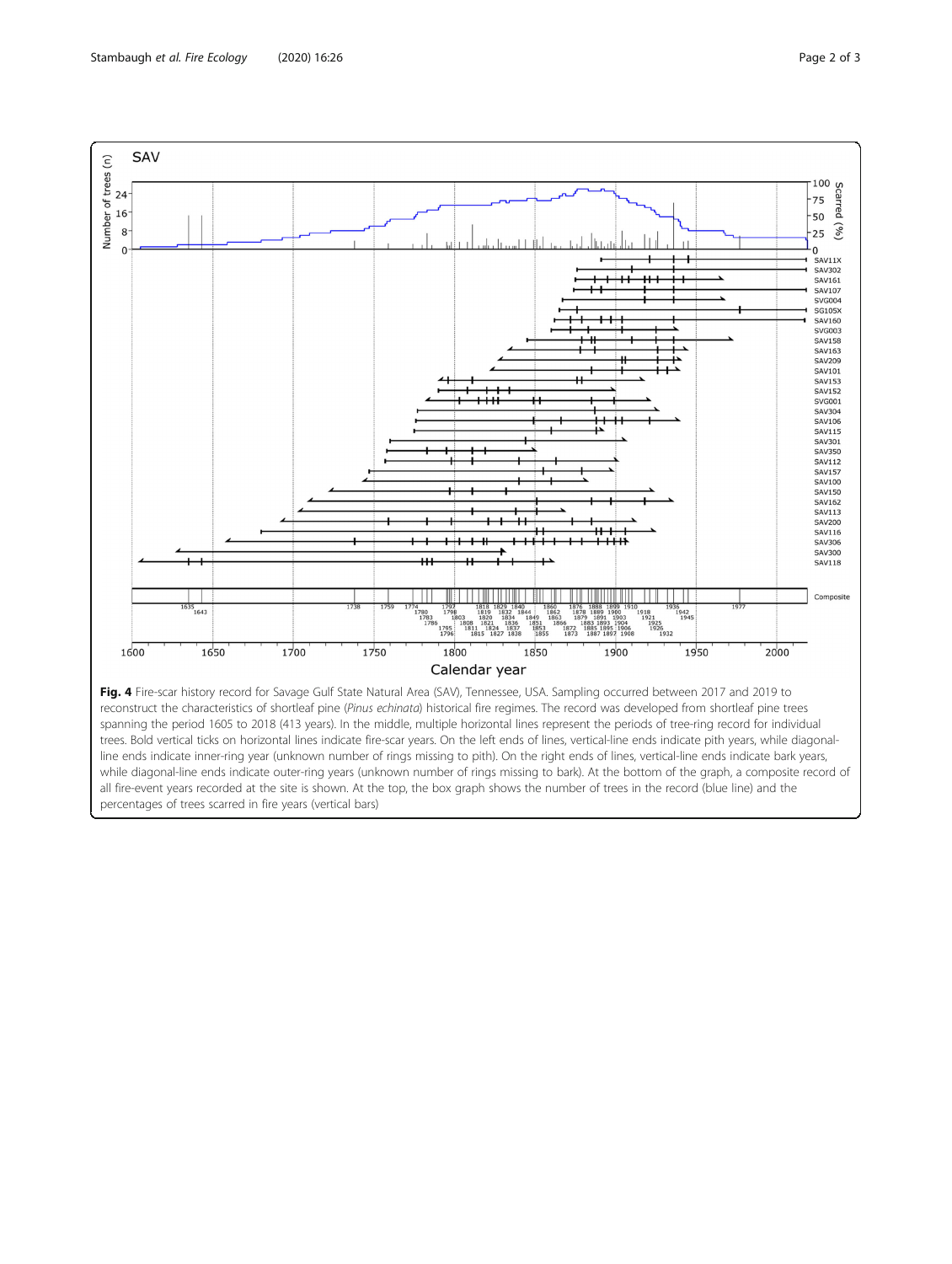**Fig. 4** Fire-scar history record for Savage Gulf State Natural Area (SAV), Tennessee, USA. Sampling occurred between 2017 and 2019 to reconstruct the characteristics of shortleaf pine (*Pinus echinata*) historical fire regimes. The record was developed from shortleaf pine trees spanning the period 1605 to 2018 (413 years). In the middle, multiple horizontal lines represent the periods of tree-ring record for individual trees. Bold vertical ticks on horizontal lines indicate fire-scar years. On the left ends of lines, vertical-line ends indicate pith years, while diagonal-line ends indicate inner-ring year (unknown number of rings missing to pith). On the right ends of lines, vertical-line ends indicate bark years, while diagonal-line ends indicate outer-ring years (unknown number of rings missing to bark). At the bottom of the graph, a composite record of all fire-event years recorded at the site is shown. At the top, the box graph shows the number of trees in the record (blue line) and the percentages of trees scarred in fire years (vertical bars)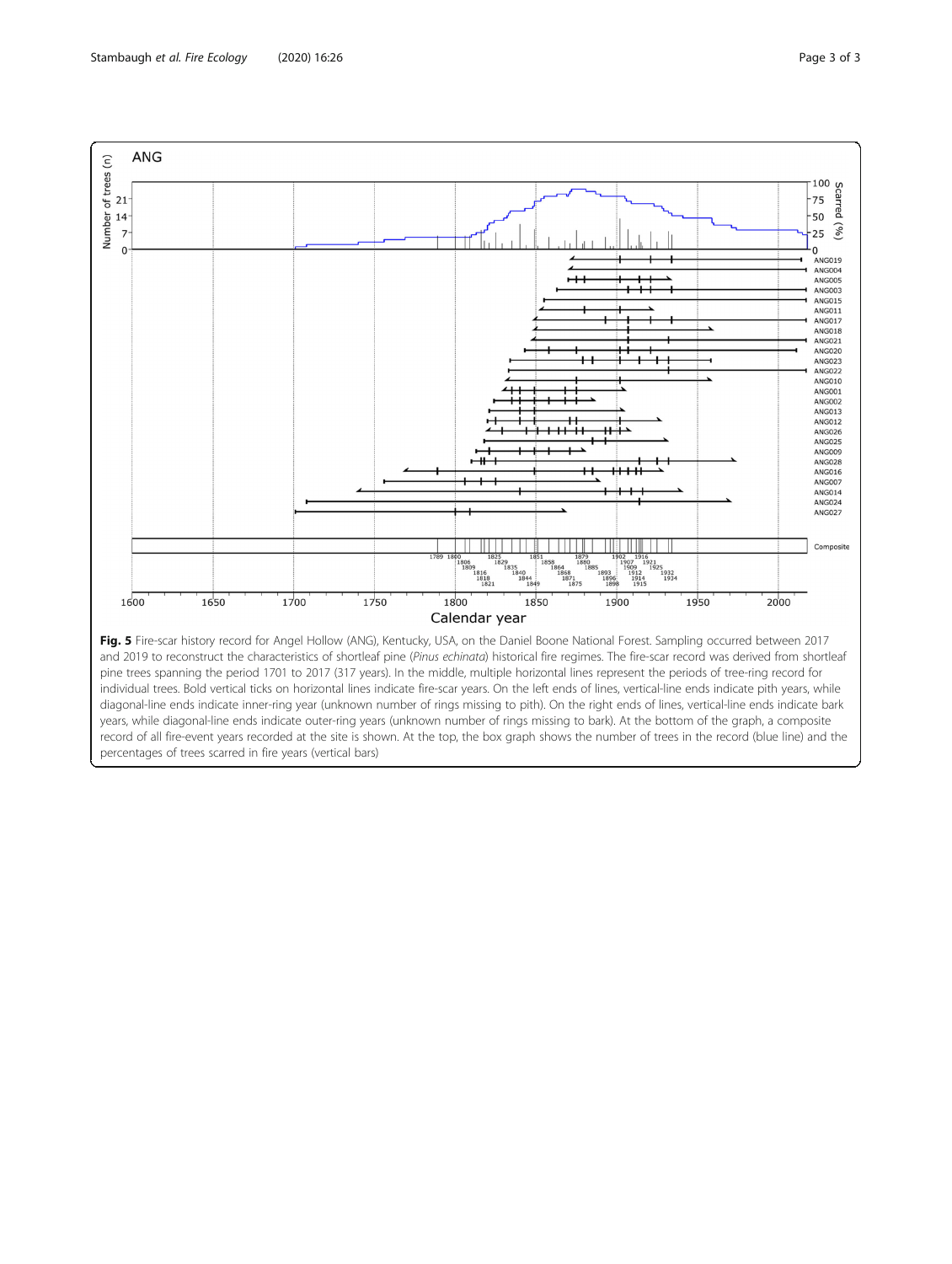ANG

Number of trees (n)

21
14
7
0

100
75
50
25
0

Scarred (%)

ANG019
ANG004
ANG005
ANG003
ANG015
ANG011
ANG017
ANG018
ANG021
ANG020
ANG023
ANG022
ANG010
ANG001
ANG002
ANG013
ANG012
ANG026
ANG025
ANG009
ANG028
ANG016
ANG007
ANG014
ANG024
ANG027

Composite

1789 1800 1806 1809 1816 1818 1821 1825 1829 1835 1840 1844 1849 1851 1858 1864 1868 1871 1875 1879 1880 1885 1893 1896 1898 1902 1907 1909 1912 1914 1915 1916 1921 1925 1932 1934

1600 1650 1700 1750 1800 1850 1900 1950 2000

Calendar year

**Fig. 5** Fire-scar history record for Angel Hollow (ANG), Kentucky, USA, on the Daniel Boone National Forest. Sampling occurred between 2017 and 2019 to reconstruct the characteristics of shortleaf pine (*Pinus echinata*) historical fire regimes. The fire-scar record was derived from shortleaf pine trees spanning the period 1701 to 2017 (317 years). In the middle, multiple horizontal lines represent the periods of tree-ring record for individual trees. Bold vertical ticks on horizontal lines indicate fire-scar years. On the left ends of lines, vertical-line ends indicate pith years, while diagonal-line ends indicate inner-ring year (unknown number of rings missing to pith). On the right ends of lines, vertical-line ends indicate bark years, while diagonal-line ends indicate outer-ring years (unknown number of rings missing to bark). At the bottom of the graph, a composite record of all fire-event years recorded at the site is shown. At the top, the box graph shows the number of trees in the record (blue line) and the percentages of trees scarred in fire years (vertical bars)